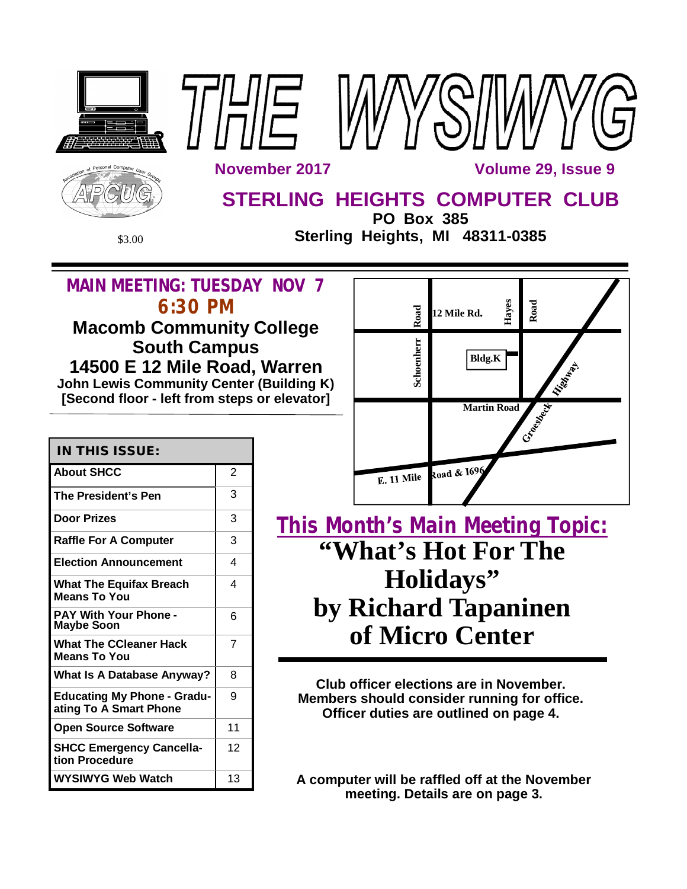# THE WYSIWYG

November 2017 — Volume 29, Issue 9

## STERLING HEIGHTS COMPUTER CLUB

**PO Box 385**
**Sterling Heights, MI 48311-0385**

$3.00

## MAIN MEETING: TUESDAY NOV 7
## 6:30 PM

**Macomb Community College**
**South Campus**
**14500 E 12 Mile Road, Warren**
**John Lewis Community Center (Building K)**
**[Second floor - left from steps or elevator]**

Schoenherr Road · 12 Mile Rd. · Hayes Road · Bldg.K · Groesbeck Highway · Martin Road · E. 11 Mile Road & 1696

| IN THIS ISSUE: | |
|---|---|
| About SHCC | 2 |
| The President's Pen | 3 |
| Door Prizes | 3 |
| Raffle For A Computer | 3 |
| Election Announcement | 4 |
| What The Equifax Breach Means To You | 4 |
| PAY With Your Phone - Maybe Soon | 6 |
| What The CCleaner Hack Means To You | 7 |
| What Is A Database Anyway? | 8 |
| Educating My Phone - Graduating To A Smart Phone | 9 |
| Open Source Software | 11 |
| SHCC Emergency Cancellation Procedure | 12 |
| WYSIWYG Web Watch | 13 |

## This Month's Main Meeting Topic:

# "What's Hot For The Holidays"
# by Richard Tapaninen of Micro Center

**Club officer elections are in November. Members should consider running for office. Officer duties are outlined on page 4.**

**A computer will be raffled off at the November meeting. Details are on page 3.**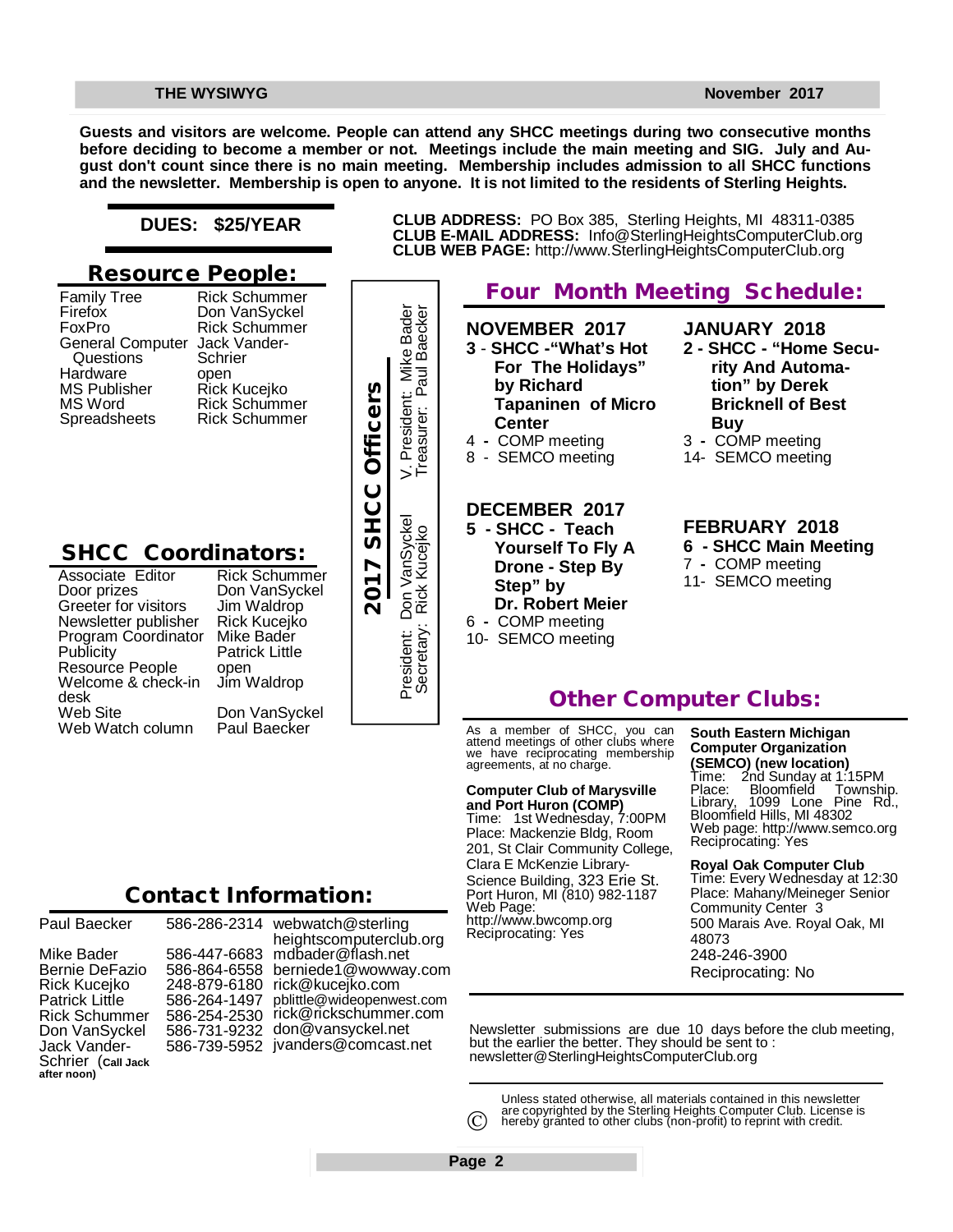**Guests and visitors are welcome. People can attend any SHCC meetings during two consecutive months before deciding to become a member or not. Meetings include the main meeting and SIG. July and August don't count since there is no main meeting. Membership includes admission to all SHCC functions and the newsletter. Membership is open to anyone. It is not limited to the residents of Sterling Heights.**

**DUES: $25/YEAR**

**CLUB ADDRESS:** PO Box 385, Sterling Heights, MI 48311-0385
**CLUB E-MAIL ADDRESS:** Info@SterlingHeightsComputerClub.org
**CLUB WEB PAGE:** http://www.SterlingHeightsComputerClub.org

## Resource People:

| | |
|---|---|
| Family Tree | Rick Schummer |
| Firefox | Don VanSyckel |
| FoxPro | Rick Schummer |
| General Computer Questions | Jack Vander-Schrier |
| Hardware | open |
| MS Publisher | Rick Kucejko |
| MS Word | Rick Schummer |
| Spreadsheets | Rick Schummer |

## 2017 SHCC Officers

President: Don VanSyckel
V. President: Mike Bader
Secretary: Rick Kucejko
Treasurer: Paul Baecker

## SHCC Coordinators:

| | |
|---|---|
| Associate Editor | Rick Schummer |
| Door prizes | Don VanSyckel |
| Greeter for visitors | Jim Waldrop |
| Newsletter publisher | Rick Kucejko |
| Program Coordinator | Mike Bader |
| Publicity | Patrick Little |
| Resource People | open |
| Welcome & check-in desk | Jim Waldrop |
| Web Site | Don VanSyckel |
| Web Watch column | Paul Baecker |

## Four Month Meeting Schedule:

**NOVEMBER 2017**
**3 - SHCC -"What's Hot For The Holidays" by Richard Tapaninen of Micro Center**
4 - COMP meeting
8 - SEMCO meeting

**DECEMBER 2017**
**5 - SHCC - Teach Yourself To Fly A Drone - Step By Step" by Dr. Robert Meier**
6 - COMP meeting
10- SEMCO meeting

**JANUARY 2018**
**2 - SHCC - "Home Security And Automation" by Derek Bricknell of Best Buy**
3 - COMP meeting
14- SEMCO meeting

**FEBRUARY 2018**
**6 - SHCC Main Meeting**
7 - COMP meeting
11- SEMCO meeting

## Other Computer Clubs:

As a member of SHCC, you can attend meetings of other clubs where we have reciprocating membership agreements, at no charge.

**Computer Club of Marysville and Port Huron (COMP)**
Time: 1st Wednesday, 7:00PM
Place: Mackenzie Bldg, Room 201, St Clair Community College, Clara E McKenzie Library-Science Building, 323 Erie St. Port Huron, MI (810) 982-1187
Web Page: http://www.bwcomp.org
Reciprocating: Yes

**South Eastern Michigan Computer Organization (SEMCO) (new location)**
Time: 2nd Sunday at 1:15PM
Place: Bloomfield Township. Library, 1099 Lone Pine Rd., Bloomfield Hills, MI 48302
Web page: http://www.semco.org
Reciprocating: Yes

**Royal Oak Computer Club**
Time: Every Wednesday at 12:30
Place: Mahany/Meineger Senior Community Center 3
500 Marais Ave. Royal Oak, MI 48073
248-246-3900
Reciprocating: No

## Contact Information:

| | | |
|---|---|---|
| Paul Baecker | 586-286-2314 | webwatch@sterlingheightscomputerclub.org |
| Mike Bader | 586-447-6683 | mdbader@flash.net |
| Bernie DeFazio | 586-864-6558 | berniede1@wowway.com |
| Rick Kucejko | 248-879-6180 | rick@kucejko.com |
| Patrick Little | 586-264-1497 | pblittle@wideopenwest.com |
| Rick Schummer | 586-254-2530 | rick@rickschummer.com |
| Don VanSyckel | 586-731-9232 | don@vansyckel.net |
| Jack Vander-Schrier (**Call Jack after noon**) | 586-739-5952 | jvanders@comcast.net |

Newsletter submissions are due 10 days before the club meeting, but the earlier the better. They should be sent to : newsletter@SterlingHeightsComputerClub.org

© Unless stated otherwise, all materials contained in this newsletter are copyrighted by the Sterling Heights Computer Club. License is hereby granted to other clubs (non-profit) to reprint with credit.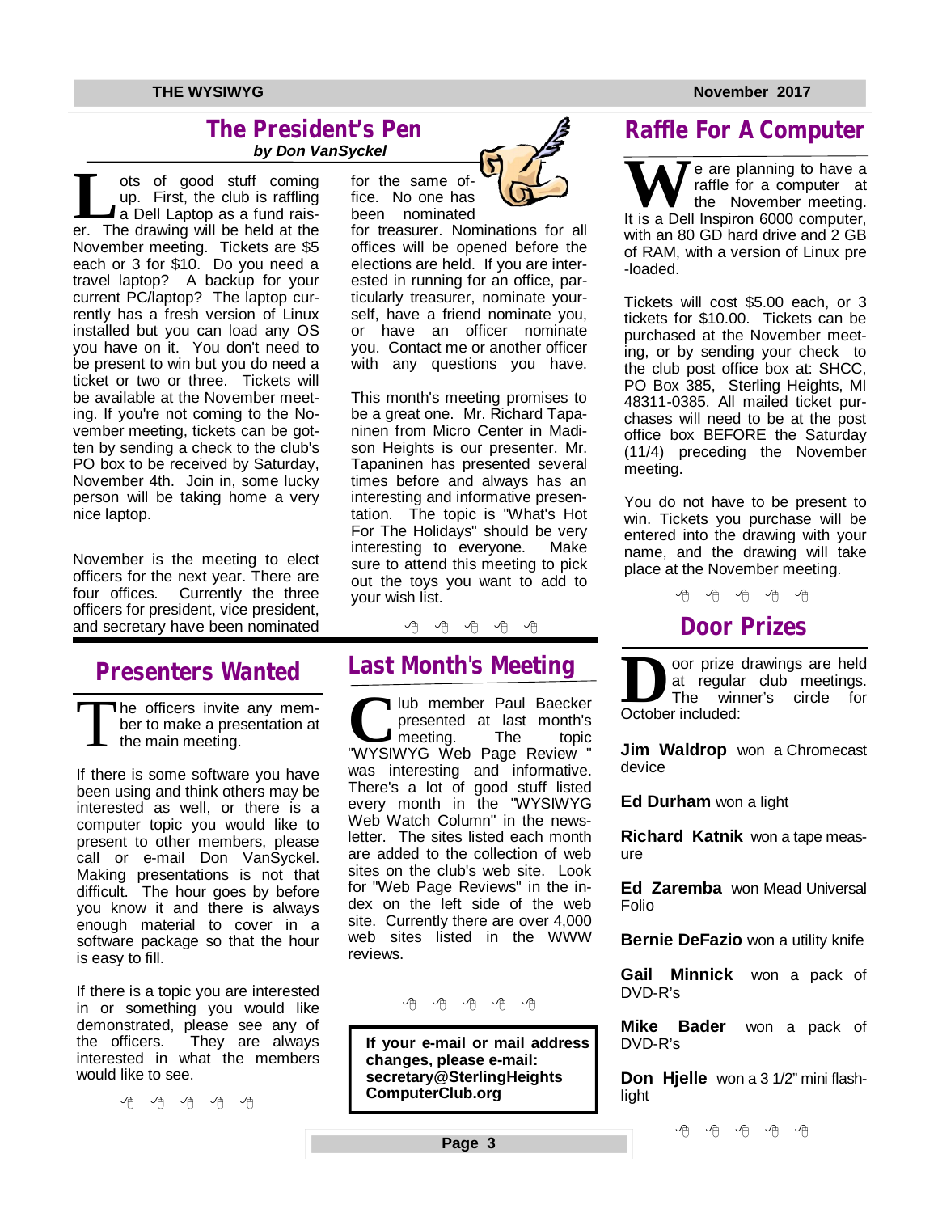## The President's Pen

*by Don VanSyckel*

Lots of good stuff coming up. First, the club is raffling a Dell Laptop as a fund raiser. The drawing will be held at the November meeting. Tickets are $5 each or 3 for $10. Do you need a travel laptop? A backup for your current PC/laptop? The laptop currently has a fresh version of Linux installed but you can load any OS you have on it. You don't need to be present to win but you do need a ticket or two or three. Tickets will be available at the November meeting. If you're not coming to the November meeting, tickets can be gotten by sending a check to the club's PO box to be received by Saturday, November 4th. Join in, some lucky person will be taking home a very nice laptop.

November is the meeting to elect officers for the next year. There are four offices. Currently the three officers for president, vice president, and secretary have been nominated for the same office. No one has been nominated for treasurer. Nominations for all offices will be opened before the elections are held. If you are interested in running for an office, particularly treasurer, nominate yourself, have a friend nominate you, or have an officer nominate you. Contact me or another officer with any questions you have.

This month's meeting promises to be a great one. Mr. Richard Tapaninen from Micro Center in Madison Heights is our presenter. Mr. Tapaninen has presented several times before and always has an interesting and informative presentation. The topic is "What's Hot For The Holidays" should be very interesting to everyone. Make sure to attend this meeting to pick out the toys you want to add to your wish list.

## Raffle For A Computer

We are planning to have a raffle for a computer at the November meeting. It is a Dell Inspiron 6000 computer, with an 80 GD hard drive and 2 GB of RAM, with a version of Linux pre-loaded.

Tickets will cost $5.00 each, or 3 tickets for $10.00. Tickets can be purchased at the November meeting, or by sending your check to the club post office box at: SHCC, PO Box 385, Sterling Heights, MI 48311-0385. All mailed ticket purchases will need to be at the post office box BEFORE the Saturday (11/4) preceding the November meeting.

You do not have to be present to win. Tickets you purchase will be entered into the drawing with your name, and the drawing will take place at the November meeting.

## Presenters Wanted

The officers invite any member to make a presentation at the main meeting.

If there is some software you have been using and think others may be interested as well, or there is a computer topic you would like to present to other members, please call or e-mail Don VanSyckel. Making presentations is not that difficult. The hour goes by before you know it and there is always enough material to cover in a software package so that the hour is easy to fill.

If there is a topic you are interested in or something you would like demonstrated, please see any of the officers. They are always interested in what the members would like to see.

## Last Month's Meeting

Club member Paul Baecker presented at last month's meeting. The topic "WYSIWYG Web Page Review " was interesting and informative. There's a lot of good stuff listed every month in the "WYSIWYG Web Watch Column" in the newsletter. The sites listed each month are added to the collection of web sites on the club's web site. Look for "Web Page Reviews" in the index on the left side of the web site. Currently there are over 4,000 web sites listed in the WWW reviews.

**If your e-mail or mail address changes, please e-mail: secretary@SterlingHeightsComputerClub.org**

## Door Prizes

Door prize drawings are held at regular club meetings. The winner's circle for October included:

**Jim Waldrop** won a Chromecast device

**Ed Durham** won a light

**Richard Katnik** won a tape measure

**Ed Zaremba** won Mead Universal Folio

**Bernie DeFazio** won a utility knife

**Gail Minnick** won a pack of DVD-R's

**Mike Bader** won a pack of DVD-R's

**Don Hjelle** won a 3 1/2" mini flashlight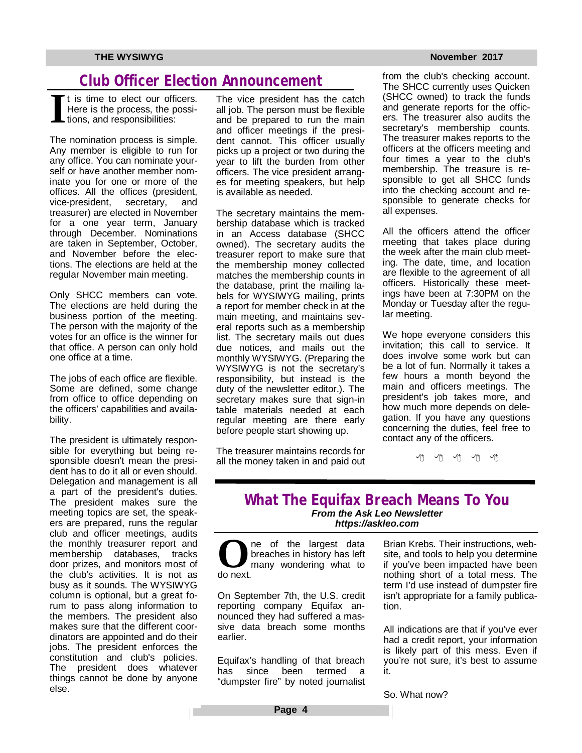## Club Officer Election Announcement

It is time to elect our officers. Here is the process, the positions, and responsibilities:

The nomination process is simple. Any member is eligible to run for any office. You can nominate yourself or have another member nominate you for one or more of the offices. All the offices (president, vice-president, secretary, and treasurer) are elected in November for a one year term, January through December. Nominations are taken in September, October, and November before the elections. The elections are held at the regular November main meeting.

Only SHCC members can vote. The elections are held during the business portion of the meeting. The person with the majority of the votes for an office is the winner for that office. A person can only hold one office at a time.

The jobs of each office are flexible. Some are defined, some change from office to office depending on the officers' capabilities and availability.

The president is ultimately responsible for everything but being responsible doesn't mean the president has to do it all or even should. Delegation and management is all a part of the president's duties. The president makes sure the meeting topics are set, the speakers are prepared, runs the regular club and officer meetings, audits the monthly treasurer report and membership databases, tracks door prizes, and monitors most of the club's activities. It is not as busy as it sounds. The WYSIWYG column is optional, but a great forum to pass along information to the members. The president also makes sure that the different coordinators are appointed and do their jobs. The president enforces the constitution and club's policies. The president does whatever things cannot be done by anyone else.

The vice president has the catch all job. The person must be flexible and be prepared to run the main and officer meetings if the president cannot. This officer usually picks up a project or two during the year to lift the burden from other officers. The vice president arranges for meeting speakers, but help is available as needed.

The secretary maintains the membership database which is tracked in an Access database (SHCC owned). The secretary audits the treasurer report to make sure that the membership money collected matches the membership counts in the database, print the mailing labels for WYSIWYG mailing, prints a report for member check in at the main meeting, and maintains several reports such as a membership list. The secretary mails out dues due notices, and mails out the monthly WYSIWYG. (Preparing the WYSIWYG is not the secretary's responsibility, but instead is the duty of the newsletter editor.). The secretary makes sure that sign-in table materials needed at each regular meeting are there early before people start showing up.

The treasurer maintains records for all the money taken in and paid out from the club's checking account. The SHCC currently uses Quicken (SHCC owned) to track the funds and generate reports for the officers. The treasurer also audits the secretary's membership counts. The treasurer makes reports to the officers at the officers meeting and four times a year to the club's membership. The treasure is responsible to get all SHCC funds into the checking account and responsible to generate checks for all expenses.

All the officers attend the officer meeting that takes place during the week after the main club meeting. The date, time, and location are flexible to the agreement of all officers. Historically these meetings have been at 7:30PM on the Monday or Tuesday after the regular meeting.

We hope everyone considers this invitation; this call to service. It does involve some work but can be a lot of fun. Normally it takes a few hours a month beyond the main and officers meetings. The president's job takes more, and how much more depends on delegation. If you have any questions concerning the duties, feel free to contact any of the officers.

## What The Equifax Breach Means To You

***From the Ask Leo Newsletter***
***https://askleo.com***

One of the largest data breaches in history has left many wondering what to do next.

On September 7th, the U.S. credit reporting company Equifax announced they had suffered a massive data breach some months earlier.

Equifax's handling of that breach has since been termed a "dumpster fire" by noted journalist Brian Krebs. Their instructions, website, and tools to help you determine if you've been impacted have been nothing short of a total mess. The term I'd use instead of dumpster fire isn't appropriate for a family publication.

All indications are that if you've ever had a credit report, your information is likely part of this mess. Even if you're not sure, it's best to assume it.

So. What now?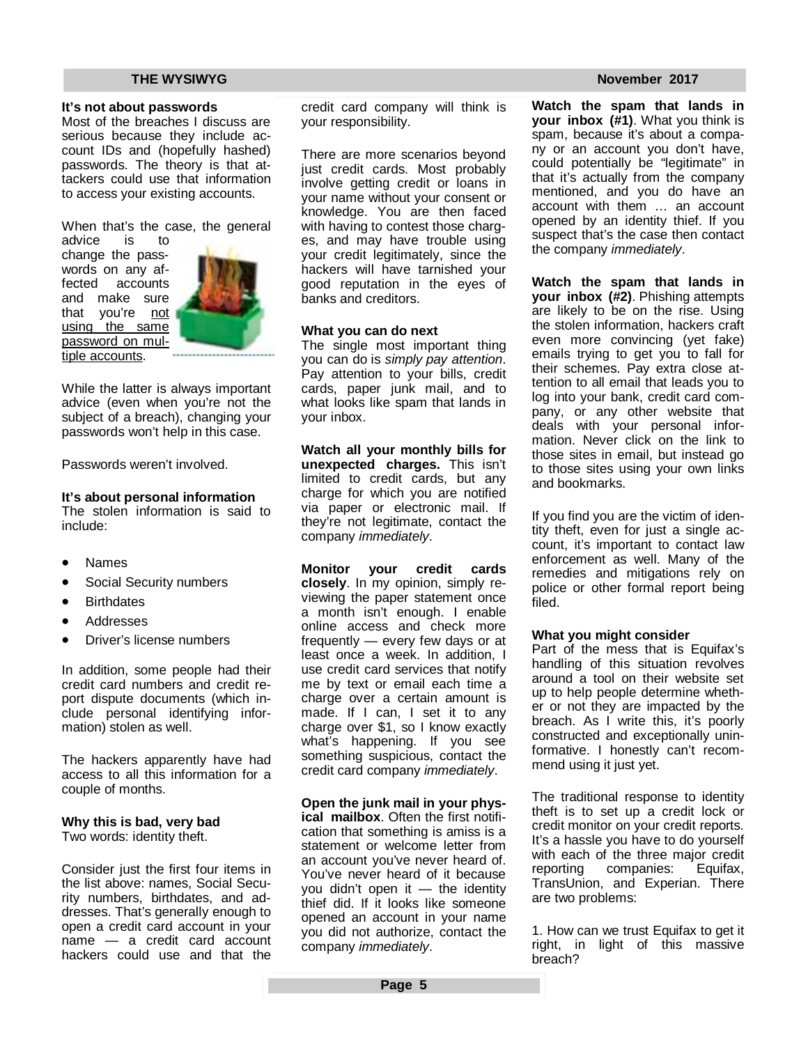### It's not about passwords

Most of the breaches I discuss are serious because they include account IDs and (hopefully hashed) passwords. The theory is that attackers could use that information to access your existing accounts.

When that's the case, the general advice is to change the passwords on any affected accounts and make sure that you're not using the same password on multiple accounts.

While the latter is always important advice (even when you're not the subject of a breach), changing your passwords won't help in this case.

Passwords weren't involved.

### It's about personal information

The stolen information is said to include:

- Names
- Social Security numbers
- Birthdates
- Addresses
- Driver's license numbers

In addition, some people had their credit card numbers and credit report dispute documents (which include personal identifying information) stolen as well.

The hackers apparently have had access to all this information for a couple of months.

### Why this is bad, very bad

Two words: identity theft.

Consider just the first four items in the list above: names, Social Security numbers, birthdates, and addresses. That's generally enough to open a credit card account in your name — a credit card account hackers could use and that the credit card company will think is your responsibility.

There are more scenarios beyond just credit cards. Most probably involve getting credit or loans in your name without your consent or knowledge. You are then faced with having to contest those charges, and may have trouble using your credit legitimately, since the hackers will have tarnished your good reputation in the eyes of banks and creditors.

### What you can do next

The single most important thing you can do is *simply pay attention*. Pay attention to your bills, credit cards, paper junk mail, and to what looks like spam that lands in your inbox.

**Watch all your monthly bills for unexpected charges.** This isn't limited to credit cards, but any charge for which you are notified via paper or electronic mail. If they're not legitimate, contact the company *immediately*.

**Monitor your credit cards closely**. In my opinion, simply reviewing the paper statement once a month isn't enough. I enable online access and check more frequently — every few days or at least once a week. In addition, I use credit card services that notify me by text or email each time a charge over a certain amount is made. If I can, I set it to any charge over $1, so I know exactly what's happening. If you see something suspicious, contact the credit card company *immediately*.

**Open the junk mail in your physical mailbox**. Often the first notification that something is amiss is a statement or welcome letter from an account you've never heard of. You've never heard of it because you didn't open it — the identity thief did. If it looks like someone opened an account in your name you did not authorize, contact the company *immediately*.

**Watch the spam that lands in your inbox (#1)**. What you think is spam, because it's about a company or an account you don't have, could potentially be "legitimate" in that it's actually from the company mentioned, and you do have an account with them … an account opened by an identity thief. If you suspect that's the case then contact the company *immediately*.

**Watch the spam that lands in your inbox (#2)**. Phishing attempts are likely to be on the rise. Using the stolen information, hackers craft even more convincing (yet fake) emails trying to get you to fall for their schemes. Pay extra close attention to all email that leads you to log into your bank, credit card company, or any other website that deals with your personal information. Never click on the link to those sites in email, but instead go to those sites using your own links and bookmarks.

If you find you are the victim of identity theft, even for just a single account, it's important to contact law enforcement as well. Many of the remedies and mitigations rely on police or other formal report being filed.

### What you might consider

Part of the mess that is Equifax's handling of this situation revolves around a tool on their website set up to help people determine whether or not they are impacted by the breach. As I write this, it's poorly constructed and exceptionally uninformative. I honestly can't recommend using it just yet.

The traditional response to identity theft is to set up a credit lock or credit monitor on your credit reports. It's a hassle you have to do yourself with each of the three major credit reporting companies: Equifax, TransUnion, and Experian. There are two problems:

1. How can we trust Equifax to get it right, in light of this massive breach?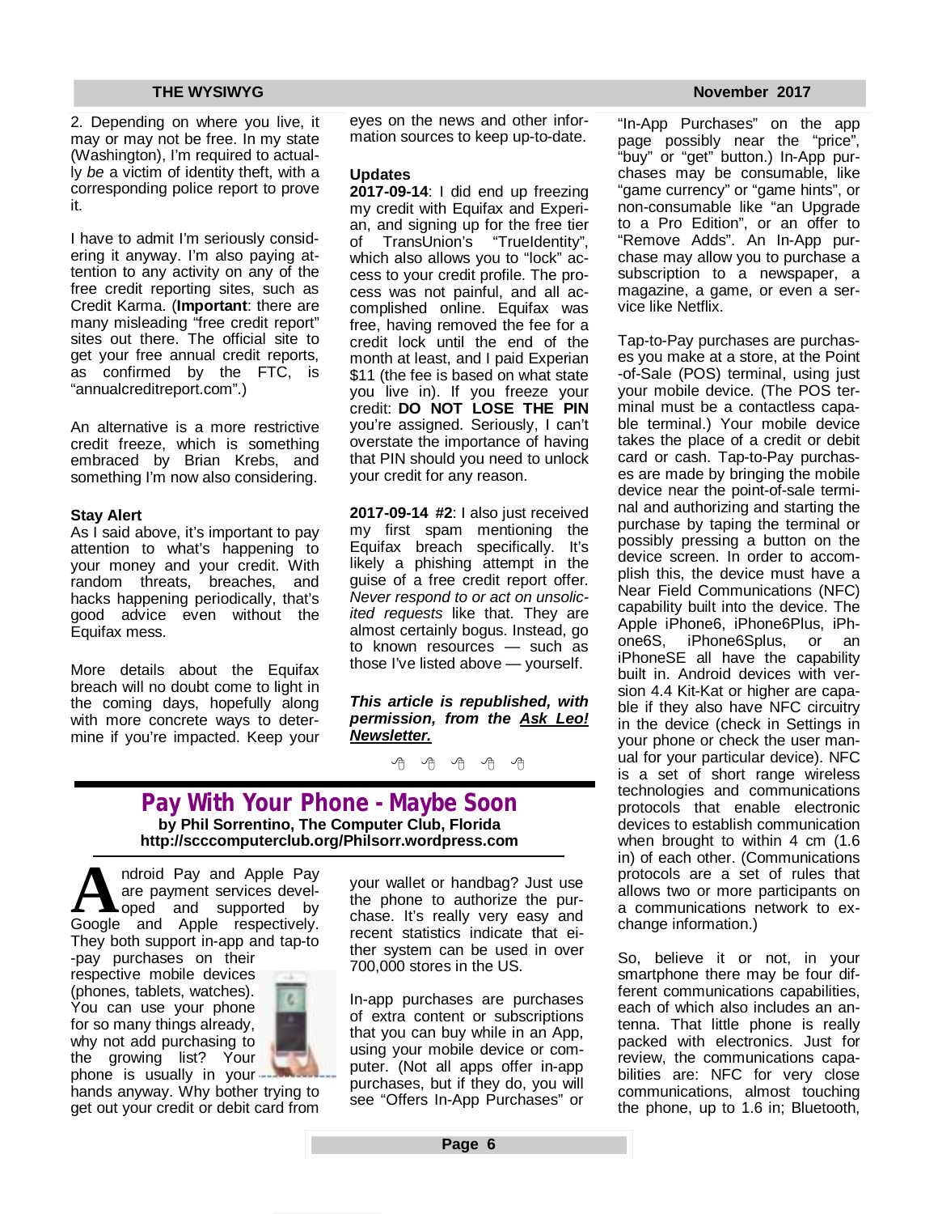2. Depending on where you live, it may or may not be free. In my state (Washington), I'm required to actually *be* a victim of identity theft, with a corresponding police report to prove it.

I have to admit I'm seriously considering it anyway. I'm also paying attention to any activity on any of the free credit reporting sites, such as Credit Karma. (**Important**: there are many misleading "free credit report" sites out there. The official site to get your free annual credit reports, as confirmed by the FTC, is "annualcreditreport.com".)

An alternative is a more restrictive credit freeze, which is something embraced by Brian Krebs, and something I'm now also considering.

**Stay Alert**

As I said above, it's important to pay attention to what's happening to your money and your credit. With random threats, breaches, and hacks happening periodically, that's good advice even without the Equifax mess.

More details about the Equifax breach will no doubt come to light in the coming days, hopefully along with more concrete ways to determine if you're impacted. Keep your eyes on the news and other information sources to keep up-to-date.

**Updates**

**2017-09-14**: I did end up freezing my credit with Equifax and Experian, and signing up for the free tier of TransUnion's "TrueIdentity", which also allows you to "lock" access to your credit profile. The process was not painful, and all accomplished online. Equifax was free, having removed the fee for a credit lock until the end of the month at least, and I paid Experian $11 (the fee is based on what state you live in). If you freeze your credit: **DO NOT LOSE THE PIN** you're assigned. Seriously, I can't overstate the importance of having that PIN should you need to unlock your credit for any reason.

**2017-09-14 #2**: I also just received my first spam mentioning the Equifax breach specifically. It's likely a phishing attempt in the guise of a free credit report offer. *Never respond to or act on unsolicited requests* like that. They are almost certainly bogus. Instead, go to known resources — such as those I've listed above — yourself.

***This article is republished, with permission, from the Ask Leo! Newsletter.***

## Pay With Your Phone - Maybe Soon

**by Phil Sorrentino, The Computer Club, Florida**
**http://scccomputerclub.org/Philsorr.wordpress.com**

Android Pay and Apple Pay are payment services developed and supported by Google and Apple respectively. They both support in-app and tap-to-pay purchases on their respective mobile devices (phones, tablets, watches). You can use your phone for so many things already, why not add purchasing to the growing list? Your phone is usually in your hands anyway. Why bother trying to get out your credit or debit card from your wallet or handbag? Just use the phone to authorize the purchase. It's really very easy and recent statistics indicate that either system can be used in over 700,000 stores in the US.

In-app purchases are purchases of extra content or subscriptions that you can buy while in an App, using your mobile device or computer. (Not all apps offer in-app purchases, but if they do, you will see "Offers In-App Purchases" or "In-App Purchases" on the app page possibly near the "price", "buy" or "get" button.) In-App purchases may be consumable, like "game currency" or "game hints", or non-consumable like "an Upgrade to a Pro Edition", or an offer to "Remove Adds". An In-App purchase may allow you to purchase a subscription to a newspaper, a magazine, a game, or even a service like Netflix.

Tap-to-Pay purchases are purchases you make at a store, at the Point-of-Sale (POS) terminal, using just your mobile device. (The POS terminal must be a contactless capable terminal.) Your mobile device takes the place of a credit or debit card or cash. Tap-to-Pay purchases are made by bringing the mobile device near the point-of-sale terminal and authorizing and starting the purchase by taping the terminal or possibly pressing a button on the device screen. In order to accomplish this, the device must have a Near Field Communications (NFC) capability built into the device. The Apple iPhone6, iPhone6Plus, iPhone6S, iPhone6Splus, or an iPhoneSE all have the capability built in. Android devices with version 4.4 Kit-Kat or higher are capable if they also have NFC circuitry in the device (check in Settings in your phone or check the user manual for your particular device). NFC is a set of short range wireless technologies and communications protocols that enable electronic devices to establish communication when brought to within 4 cm (1.6 in) of each other. (Communications protocols are a set of rules that allows two or more participants on a communications network to exchange information.)

So, believe it or not, in your smartphone there may be four different communications capabilities, each of which also includes an antenna. That little phone is really packed with electronics. Just for review, the communications capabilities are: NFC for very close communications, almost touching the phone, up to 1.6 in; Bluetooth,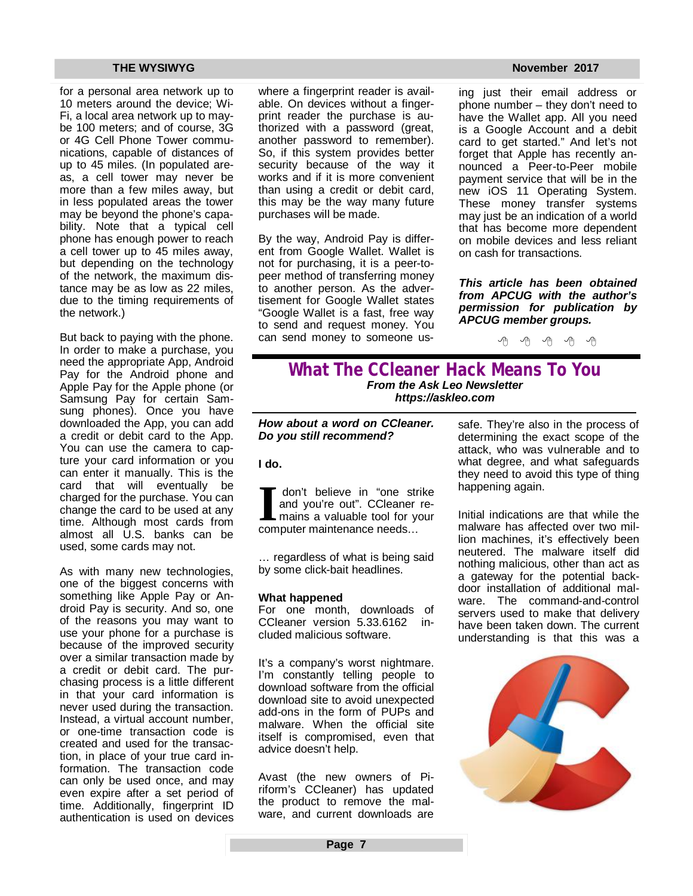for a personal area network up to 10 meters around the device; Wi-Fi, a local area network up to maybe 100 meters; and of course, 3G or 4G Cell Phone Tower communications, capable of distances of up to 45 miles. (In populated areas, a cell tower may never be more than a few miles away, but in less populated areas the tower may be beyond the phone's capability. Note that a typical cell phone has enough power to reach a cell tower up to 45 miles away, but depending on the technology of the network, the maximum distance may be as low as 22 miles, due to the timing requirements of the network.)

But back to paying with the phone. In order to make a purchase, you need the appropriate App, Android Pay for the Android phone and Apple Pay for the Apple phone (or Samsung Pay for certain Samsung phones). Once you have downloaded the App, you can add a credit or debit card to the App. You can use the camera to capture your card information or you can enter it manually. This is the card that will eventually be charged for the purchase. You can change the card to be used at any time. Although most cards from almost all U.S. banks can be used, some cards may not.

As with many new technologies, one of the biggest concerns with something like Apple Pay or Android Pay is security. And so, one of the reasons you may want to use your phone for a purchase is because of the improved security over a similar transaction made by a credit or debit card. The purchasing process is a little different in that your card information is never used during the transaction. Instead, a virtual account number, or one-time transaction code is created and used for the transaction, in place of your true card information. The transaction code can only be used once, and may even expire after a set period of time. Additionally, fingerprint ID authentication is used on devices where a fingerprint reader is available. On devices without a fingerprint reader the purchase is authorized with a password (great, another password to remember). So, if this system provides better security because of the way it works and if it is more convenient than using a credit or debit card, this may be the way many future purchases will be made.

By the way, Android Pay is different from Google Wallet. Wallet is not for purchasing, it is a peer-to-peer method of transferring money to another person. As the advertisement for Google Wallet states "Google Wallet is a fast, free way to send and request money. You can send money to someone using just their email address or phone number – they don't need to have the Wallet app. All you need is a Google Account and a debit card to get started." And let's not forget that Apple has recently announced a Peer-to-Peer mobile payment service that will be in the new iOS 11 Operating System. These money transfer systems may just be an indication of a world that has become more dependent on mobile devices and less reliant on cash for transactions.

***This article has been obtained from APCUG with the author's permission for publication by APCUG member groups.***

## What The CCleaner Hack Means To You

***From the Ask Leo Newsletter***
***https://askleo.com***

***How about a word on CCleaner. Do you still recommend?***

**I do.**

I don't believe in "one strike and you're out". CCleaner remains a valuable tool for your computer maintenance needs…

… regardless of what is being said by some click-bait headlines.

**What happened**

For one month, downloads of CCleaner version 5.33.6162 included malicious software.

It's a company's worst nightmare. I'm constantly telling people to download software from the official download site to avoid unexpected add-ons in the form of PUPs and malware. When the official site itself is compromised, even that advice doesn't help.

Avast (the new owners of Piriform's CCleaner) has updated the product to remove the malware, and current downloads are safe. They're also in the process of determining the exact scope of the attack, who was vulnerable and to what degree, and what safeguards they need to avoid this type of thing happening again.

Initial indications are that while the malware has affected over two million machines, it's effectively been neutered. The malware itself did nothing malicious, other than act as a gateway for the potential backdoor installation of additional malware. The command-and-control servers used to make that delivery have been taken down. The current understanding is that this was a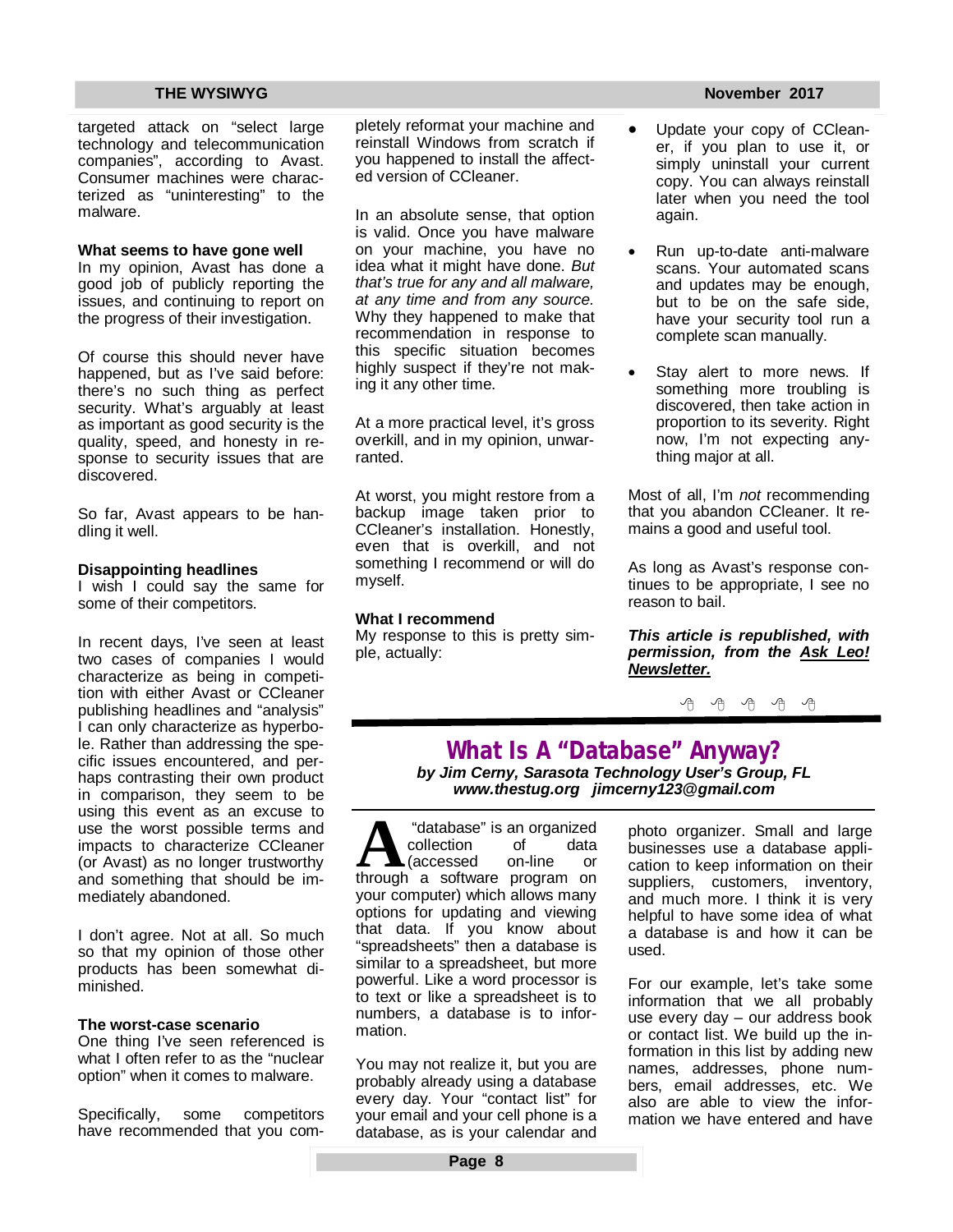targeted attack on "select large technology and telecommunication companies", according to Avast. Consumer machines were characterized as "uninteresting" to the malware.

**What seems to have gone well**

In my opinion, Avast has done a good job of publicly reporting the issues, and continuing to report on the progress of their investigation.

Of course this should never have happened, but as I've said before: there's no such thing as perfect security. What's arguably at least as important as good security is the quality, speed, and honesty in response to security issues that are discovered.

So far, Avast appears to be handling it well.

**Disappointing headlines**

I wish I could say the same for some of their competitors.

In recent days, I've seen at least two cases of companies I would characterize as being in competition with either Avast or CCleaner publishing headlines and "analysis" I can only characterize as hyperbole. Rather than addressing the specific issues encountered, and perhaps contrasting their own product in comparison, they seem to be using this event as an excuse to use the worst possible terms and impacts to characterize CCleaner (or Avast) as no longer trustworthy and something that should be immediately abandoned.

I don't agree. Not at all. So much so that my opinion of those other products has been somewhat diminished.

**The worst-case scenario**

One thing I've seen referenced is what I often refer to as the "nuclear option" when it comes to malware.

Specifically, some competitors have recommended that you completely reformat your machine and reinstall Windows from scratch if you happened to install the affected version of CCleaner.

In an absolute sense, that option is valid. Once you have malware on your machine, you have no idea what it might have done. *But that's true for any and all malware, at any time and from any source.* Why they happened to make that recommendation in response to this specific situation becomes highly suspect if they're not making it any other time.

At a more practical level, it's gross overkill, and in my opinion, unwarranted.

At worst, you might restore from a backup image taken prior to CCleaner's installation. Honestly, even that is overkill, and not something I recommend or will do myself.

**What I recommend**

My response to this is pretty simple, actually:

- Update your copy of CCleaner, if you plan to use it, or simply uninstall your current copy. You can always reinstall later when you need the tool again.
- Run up-to-date anti-malware scans. Your automated scans and updates may be enough, but to be on the safe side, have your security tool run a complete scan manually.
- Stay alert to more news. If something more troubling is discovered, then take action in proportion to its severity. Right now, I'm not expecting anything major at all.

Most of all, I'm *not* recommending that you abandon CCleaner. It remains a good and useful tool.

As long as Avast's response continues to be appropriate, I see no reason to bail.

***This article is republished, with permission, from the Ask Leo! Newsletter.***

# What Is A "Database" Anyway?

***by Jim Cerny, Sarasota Technology User's Group, FL***
***www.thestug.org jimcerny123@gmail.com***

A "database" is an organized collection of data (accessed on-line or through a software program on your computer) which allows many options for updating and viewing that data. If you know about "spreadsheets" then a database is similar to a spreadsheet, but more powerful. Like a word processor is to text or like a spreadsheet is to numbers, a database is to information.

You may not realize it, but you are probably already using a database every day. Your "contact list" for your email and your cell phone is a database, as is your calendar and photo organizer. Small and large businesses use a database application to keep information on their suppliers, customers, inventory, and much more. I think it is very helpful to have some idea of what a database is and how it can be used.

For our example, let's take some information that we all probably use every day – our address book or contact list. We build up the information in this list by adding new names, addresses, phone numbers, email addresses, etc. We also are able to view the information we have entered and have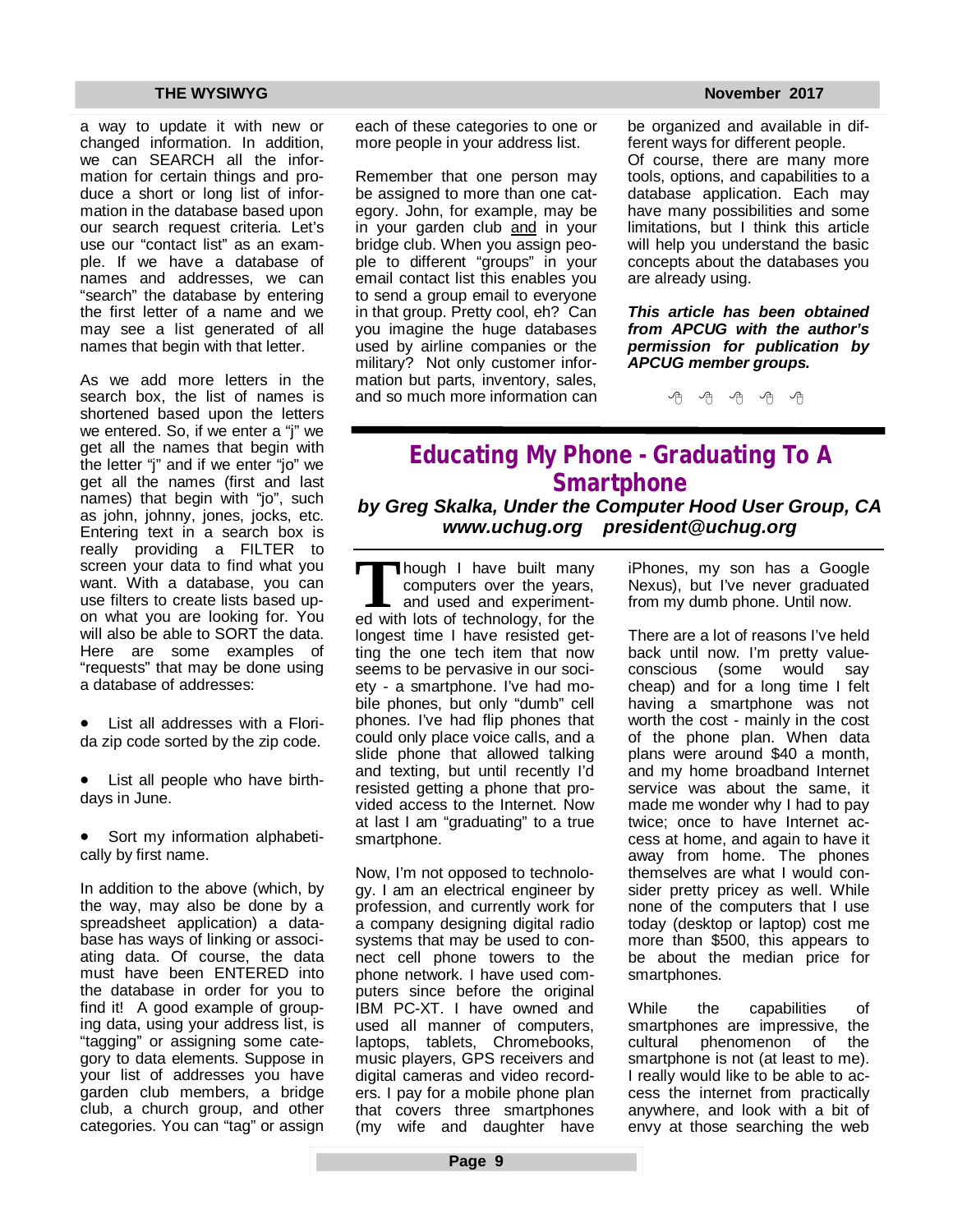a way to update it with new or changed information. In addition, we can SEARCH all the information for certain things and produce a short or long list of information in the database based upon our search request criteria. Let's use our "contact list" as an example. If we have a database of names and addresses, we can "search" the database by entering the first letter of a name and we may see a list generated of all names that begin with that letter.

As we add more letters in the search box, the list of names is shortened based upon the letters we entered. So, if we enter a "j" we get all the names that begin with the letter "j" and if we enter "jo" we get all the names (first and last names) that begin with "jo", such as john, johnny, jones, jocks, etc. Entering text in a search box is really providing a FILTER to screen your data to find what you want. With a database, you can use filters to create lists based upon what you are looking for. You will also be able to SORT the data. Here are some examples of "requests" that may be done using a database of addresses:

- List all addresses with a Florida zip code sorted by the zip code.
- List all people who have birthdays in June.
- Sort my information alphabetically by first name.

In addition to the above (which, by the way, may also be done by a spreadsheet application) a database has ways of linking or associating data. Of course, the data must have been ENTERED into the database in order for you to find it! A good example of grouping data, using your address list, is "tagging" or assigning some category to data elements. Suppose in your list of addresses you have garden club members, a bridge club, a church group, and other categories. You can "tag" or assign each of these categories to one or more people in your address list.

Remember that one person may be assigned to more than one category. John, for example, may be in your garden club <u>and</u> in your bridge club. When you assign people to different "groups" in your email contact list this enables you to send a group email to everyone in that group. Pretty cool, eh? Can you imagine the huge databases used by airline companies or the military? Not only customer information but parts, inventory, sales, and so much more information can be organized and available in different ways for different people.

Of course, there are many more tools, options, and capabilities to a database application. Each may have many possibilities and some limitations, but I think this article will help you understand the basic concepts about the databases you are already using.

***This article has been obtained from APCUG with the author's permission for publication by APCUG member groups.***

---

## Educating My Phone - Graduating To A Smartphone

***by Greg Skalka, Under the Computer Hood User Group, CA***
***www.uchug.org president@uchug.org***

Though I have built many computers over the years, and used and experimented with lots of technology, for the longest time I have resisted getting the one tech item that now seems to be pervasive in our society - a smartphone. I've had mobile phones, but only "dumb" cell phones. I've had flip phones that could only place voice calls, and a slide phone that allowed talking and texting, but until recently I'd resisted getting a phone that provided access to the Internet. Now at last I am "graduating" to a true smartphone.

Now, I'm not opposed to technology. I am an electrical engineer by profession, and currently work for a company designing digital radio systems that may be used to connect cell phone towers to the phone network. I have used computers since before the original IBM PC-XT. I have owned and used all manner of computers, laptops, tablets, Chromebooks, music players, GPS receivers and digital cameras and video recorders. I pay for a mobile phone plan that covers three smartphones (my wife and daughter have iPhones, my son has a Google Nexus), but I've never graduated from my dumb phone. Until now.

There are a lot of reasons I've held back until now. I'm pretty value-conscious (some would say cheap) and for a long time I felt having a smartphone was not worth the cost - mainly in the cost of the phone plan. When data plans were around $40 a month, and my home broadband Internet service was about the same, it made me wonder why I had to pay twice; once to have Internet access at home, and again to have it away from home. The phones themselves are what I would consider pretty pricey as well. While none of the computers that I use today (desktop or laptop) cost me more than $500, this appears to be about the median price for smartphones.

While the capabilities of smartphones are impressive, the cultural phenomenon of the smartphone is not (at least to me). I really would like to be able to access the internet from practically anywhere, and look with a bit of envy at those searching the web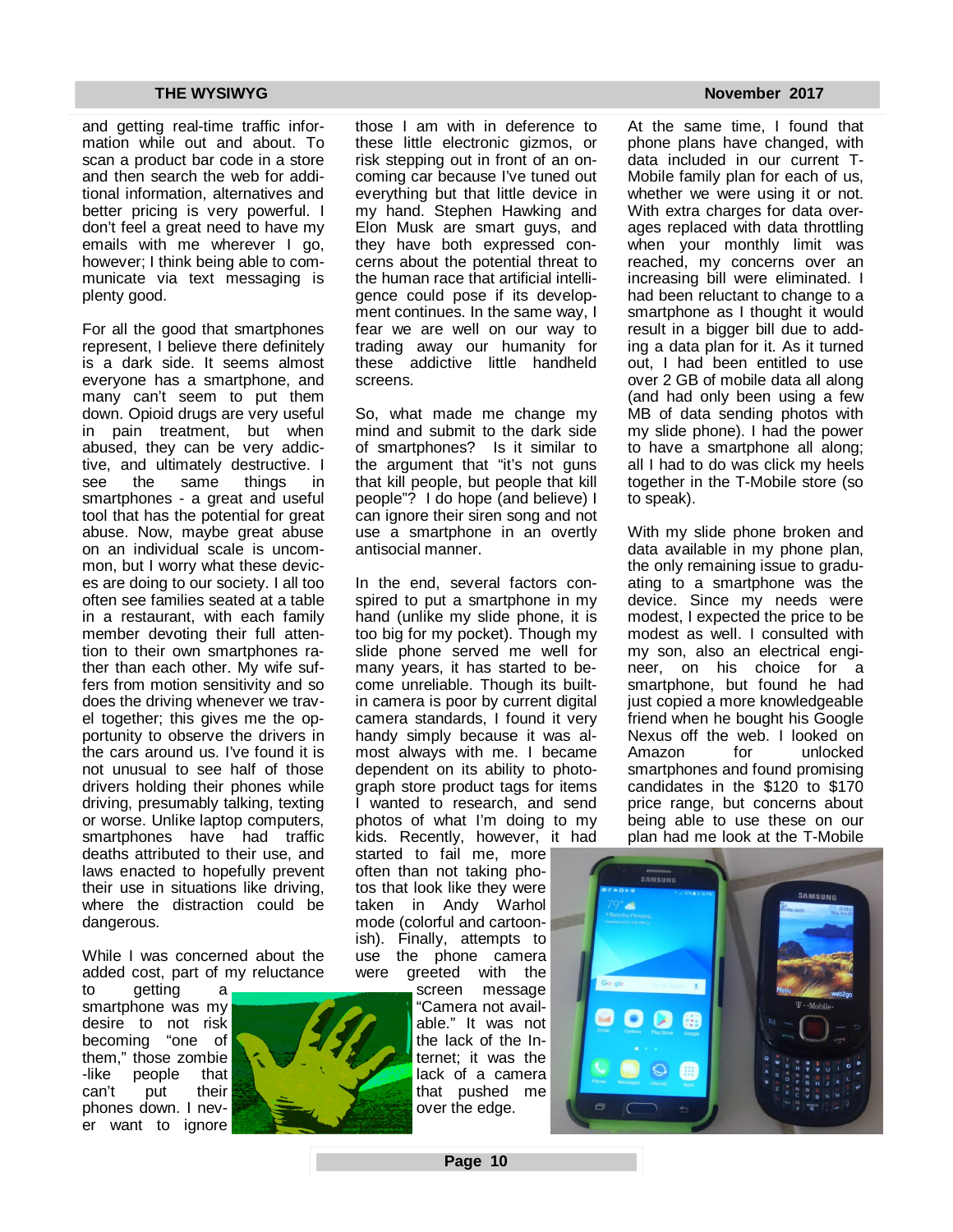and getting real-time traffic information while out and about. To scan a product bar code in a store and then search the web for additional information, alternatives and better pricing is very powerful. I don't feel a great need to have my emails with me wherever I go, however; I think being able to communicate via text messaging is plenty good.

For all the good that smartphones represent, I believe there definitely is a dark side. It seems almost everyone has a smartphone, and many can't seem to put them down. Opioid drugs are very useful in pain treatment, but when abused, they can be very addictive, and ultimately destructive. I see the same things in smartphones - a great and useful tool that has the potential for great abuse. Now, maybe great abuse on an individual scale is uncommon, but I worry what these devices are doing to our society. I all too often see families seated at a table in a restaurant, with each family member devoting their full attention to their own smartphones rather than each other. My wife suffers from motion sensitivity and so does the driving whenever we travel together; this gives me the opportunity to observe the drivers in the cars around us. I've found it is not unusual to see half of those drivers holding their phones while driving, presumably talking, texting or worse. Unlike laptop computers, smartphones have had traffic deaths attributed to their use, and laws enacted to hopefully prevent their use in situations like driving, where the distraction could be dangerous.

While I was concerned about the added cost, part of my reluctance to getting a smartphone was my desire to not risk becoming "one of them," those zombie-like people that can't put their phones down. I never want to ignore those I am with in deference to these little electronic gizmos, or risk stepping out in front of an oncoming car because I've tuned out everything but that little device in my hand. Stephen Hawking and Elon Musk are smart guys, and they have both expressed concerns about the potential threat to the human race that artificial intelligence could pose if its development continues. In the same way, I fear we are well on our way to trading away our humanity for these addictive little handheld screens.

So, what made me change my mind and submit to the dark side of smartphones? Is it similar to the argument that "it's not guns that kill people, but people that kill people"? I do hope (and believe) I can ignore their siren song and not use a smartphone in an overtly antisocial manner.

In the end, several factors conspired to put a smartphone in my hand (unlike my slide phone, it is too big for my pocket). Though my slide phone served me well for many years, it has started to become unreliable. Though its built-in camera is poor by current digital camera standards, I found it very handy simply because it was almost always with me. I became dependent on its ability to photograph store product tags for items I wanted to research, and send photos of what I'm doing to my kids. Recently, however, it had started to fail me, more often than not taking photos that look like they were taken in Andy Warhol mode (colorful and cartoonish). Finally, attempts to use the phone camera were greeted with the screen message "Camera not available." It was not the lack of the Internet; it was the lack of a camera that pushed me over the edge.

At the same time, I found that phone plans have changed, with data included in our current T-Mobile family plan for each of us, whether we were using it or not. With extra charges for data overages replaced with data throttling when your monthly limit was reached, my concerns over an increasing bill were eliminated. I had been reluctant to change to a smartphone as I thought it would result in a bigger bill due to adding a data plan for it. As it turned out, I had been entitled to use over 2 GB of mobile data all along (and had only been using a few MB of data sending photos with my slide phone). I had the power to have a smartphone all along; all I had to do was click my heels together in the T-Mobile store (so to speak).

With my slide phone broken and data available in my phone plan, the only remaining issue to graduating to a smartphone was the device. Since my needs were modest, I expected the price to be modest as well. I consulted with my son, also an electrical engineer, on his choice for a smartphone, but found he had just copied a more knowledgeable friend when he bought his Google Nexus off the web. I looked on Amazon for unlocked smartphones and found promising candidates in the $120 to $170 price range, but concerns about being able to use these on our plan had me look at the T-Mobile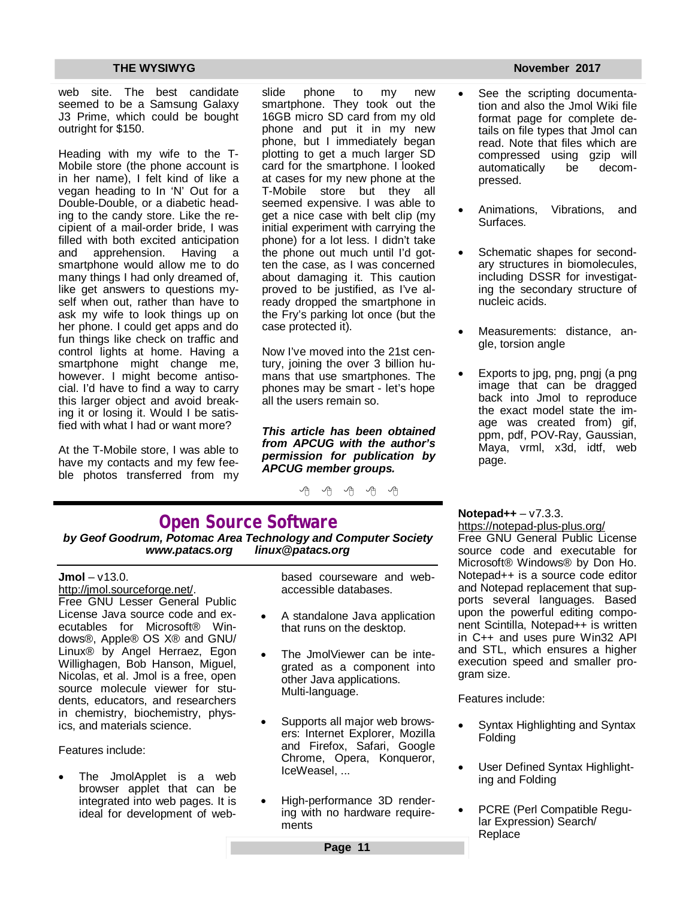web site. The best candidate seemed to be a Samsung Galaxy J3 Prime, which could be bought outright for $150.

Heading with my wife to the T-Mobile store (the phone account is in her name), I felt kind of like a vegan heading to In 'N' Out for a Double-Double, or a diabetic heading to the candy store. Like the recipient of a mail-order bride, I was filled with both excited anticipation and apprehension. Having a smartphone would allow me to do many things I had only dreamed of, like get answers to questions myself when out, rather than have to ask my wife to look things up on her phone. I could get apps and do fun things like check on traffic and control lights at home. Having a smartphone might change me, however. I might become antisocial. I'd have to find a way to carry this larger object and avoid breaking it or losing it. Would I be satisfied with what I had or want more?

At the T-Mobile store, I was able to have my contacts and my few feeble photos transferred from my slide phone to my new smartphone. They took out the 16GB micro SD card from my old phone and put it in my new phone, but I immediately began plotting to get a much larger SD card for the smartphone. I looked at cases for my new phone at the T-Mobile store but they all seemed expensive. I was able to get a nice case with belt clip (my initial experiment with carrying the phone) for a lot less. I didn't take the phone out much until I'd gotten the case, as I was concerned about damaging it. This caution proved to be justified, as I've already dropped the smartphone in the Fry's parking lot once (but the case protected it).

Now I've moved into the 21st century, joining the over 3 billion humans that use smartphones. The phones may be smart - let's hope all the users remain so.

***This article has been obtained from APCUG with the author's permission for publication by APCUG member groups.***

- See the scripting documentation and also the Jmol Wiki file format page for complete details on file types that Jmol can read. Note that files which are compressed using gzip will automatically be decompressed.
- Animations, Vibrations, and Surfaces.
- Schematic shapes for secondary structures in biomolecules, including DSSR for investigating the secondary structure of nucleic acids.
- Measurements: distance, angle, torsion angle
- Exports to jpg, png, pngj (a png image that can be dragged back into Jmol to reproduce the exact model state the image was created from) gif, ppm, pdf, POV-Ray, Gaussian, Maya, vrml, x3d, idtf, web page.

## Open Source Software

***by Geof Goodrum, Potomac Area Technology and Computer Society***
***www.patacs.org linux@patacs.org***

**Jmol** – v13.0.
http://jmol.sourceforge.net/.
Free GNU Lesser General Public License Java source code and executables for Microsoft® Windows®, Apple® OS X® and GNU/Linux® by Angel Herraez, Egon Willighagen, Bob Hanson, Miguel, Nicolas, et al. Jmol is a free, open source molecule viewer for students, educators, and researchers in chemistry, biochemistry, physics, and materials science.

Features include:

- The JmolApplet is a web browser applet that can be integrated into web pages. It is ideal for development of web-based courseware and web-accessible databases.
- A standalone Java application that runs on the desktop.
- The JmolViewer can be integrated as a component into other Java applications. Multi-language.
- Supports all major web browsers: Internet Explorer, Mozilla and Firefox, Safari, Google Chrome, Opera, Konqueror, IceWeasel, ...
- High-performance 3D rendering with no hardware requirements

**Notepad++** – v7.3.3.
https://notepad-plus-plus.org/
Free GNU General Public License source code and executable for Microsoft® Windows® by Don Ho. Notepad++ is a source code editor and Notepad replacement that supports several languages. Based upon the powerful editing component Scintilla, Notepad++ is written in C++ and uses pure Win32 API and STL, which ensures a higher execution speed and smaller program size.

Features include:

- Syntax Highlighting and Syntax Folding
- User Defined Syntax Highlighting and Folding
- PCRE (Perl Compatible Regular Expression) Search/Replace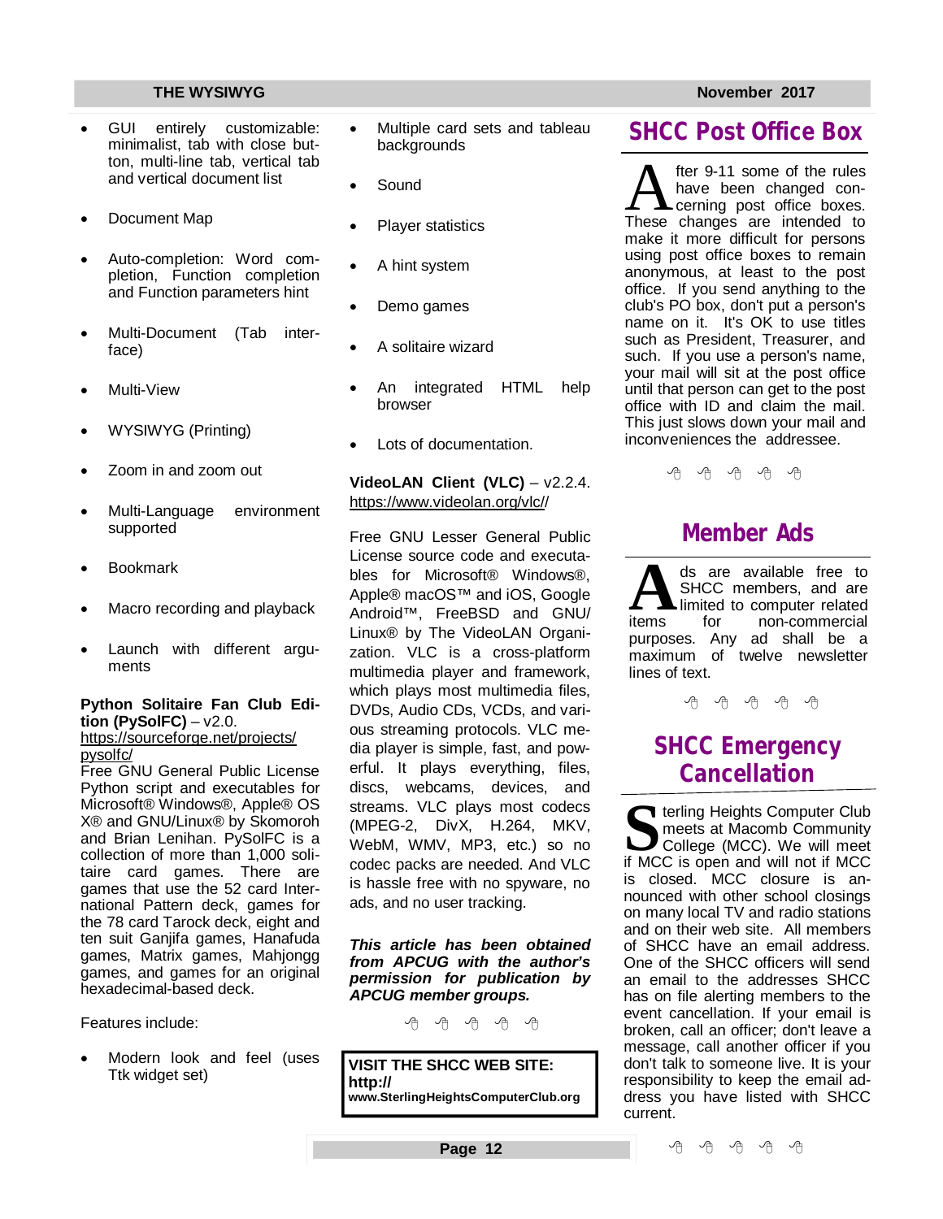- GUI entirely customizable: minimalist, tab with close button, multi-line tab, vertical tab and vertical document list
- Document Map
- Auto-completion: Word completion, Function completion and Function parameters hint
- Multi-Document (Tab interface)
- Multi-View
- WYSIWYG (Printing)
- Zoom in and zoom out
- Multi-Language environment supported
- Bookmark
- Macro recording and playback
- Launch with different arguments

**Python Solitaire Fan Club Edition (PySolFC)** – v2.0.
https://sourceforge.net/projects/pysolfc/
Free GNU General Public License Python script and executables for Microsoft® Windows®, Apple® OS X® and GNU/Linux® by Skomoroh and Brian Lenihan. PySolFC is a collection of more than 1,000 solitaire card games. There are games that use the 52 card International Pattern deck, games for the 78 card Tarock deck, eight and ten suit Ganjifa games, Hanafuda games, Matrix games, Mahjongg games, and games for an original hexadecimal-based deck.

Features include:

- Modern look and feel (uses Ttk widget set)
- Multiple card sets and tableau backgrounds
- Sound
- Player statistics
- A hint system
- Demo games
- A solitaire wizard
- An integrated HTML help browser
- Lots of documentation.

**VideoLAN Client (VLC)** – v2.2.4.
https://www.videolan.org/vlc//

Free GNU Lesser General Public License source code and executables for Microsoft® Windows®, Apple® macOS™ and iOS, Google Android™, FreeBSD and GNU/Linux® by The VideoLAN Organization. VLC is a cross-platform multimedia player and framework, which plays most multimedia files, DVDs, Audio CDs, VCDs, and various streaming protocols. VLC media player is simple, fast, and powerful. It plays everything, files, discs, webcams, devices, and streams. VLC plays most codecs (MPEG-2, DivX, H.264, MKV, WebM, WMV, MP3, etc.) so no codec packs are needed. And VLC is hassle free with no spyware, no ads, and no user tracking.

***This article has been obtained from APCUG with the author's permission for publication by APCUG member groups.***

**VISIT THE SHCC WEB SITE: http://www.SterlingHeightsComputerClub.org**

## SHCC Post Office Box

After 9-11 some of the rules have been changed concerning post office boxes. These changes are intended to make it more difficult for persons using post office boxes to remain anonymous, at least to the post office. If you send anything to the club's PO box, don't put a person's name on it. It's OK to use titles such as President, Treasurer, and such. If you use a person's name, your mail will sit at the post office until that person can get to the post office with ID and claim the mail. This just slows down your mail and inconveniences the addressee.

## Member Ads

Ads are available free to SHCC members, and are limited to computer related items for non-commercial purposes. Any ad shall be a maximum of twelve newsletter lines of text.

## SHCC Emergency Cancellation

Sterling Heights Computer Club meets at Macomb Community College (MCC). We will meet if MCC is open and will not if MCC is closed. MCC closure is announced with other school closings on many local TV and radio stations and on their web site. All members of SHCC have an email address. One of the SHCC officers will send an email to the addresses SHCC has on file alerting members to the event cancellation. If your email is broken, call an officer; don't leave a message, call another officer if you don't talk to someone live. It is your responsibility to keep the email address you have listed with SHCC current.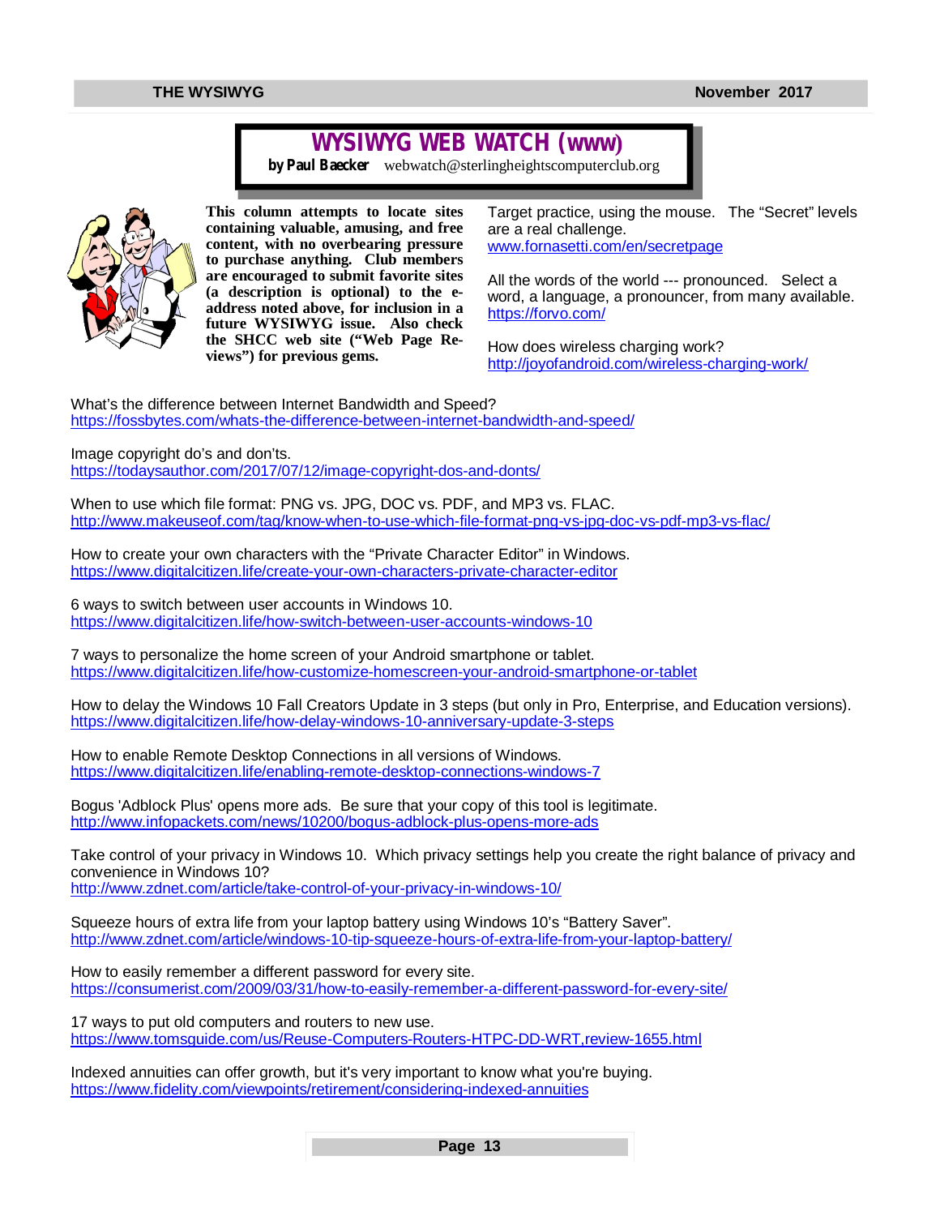# WYSIWYG WEB WATCH (www)

**by Paul Baecker** webwatch@sterlingheightscomputerclub.org

**This column attempts to locate sites containing valuable, amusing, and free content, with no overbearing pressure to purchase anything. Club members are encouraged to submit favorite sites (a description is optional) to the e-address noted above, for inclusion in a future WYSIWYG issue. Also check the SHCC web site ("Web Page Reviews") for previous gems.**

Target practice, using the mouse. The "Secret" levels are a real challenge.
www.fornasetti.com/en/secretpage

All the words of the world --- pronounced. Select a word, a language, a pronouncer, from many available.
https://forvo.com/

How does wireless charging work?
http://joyofandroid.com/wireless-charging-work/

What's the difference between Internet Bandwidth and Speed?
https://fossbytes.com/whats-the-difference-between-internet-bandwidth-and-speed/

Image copyright do's and don'ts.
https://todaysauthor.com/2017/07/12/image-copyright-dos-and-donts/

When to use which file format: PNG vs. JPG, DOC vs. PDF, and MP3 vs. FLAC.
http://www.makeuseof.com/tag/know-when-to-use-which-file-format-png-vs-jpg-doc-vs-pdf-mp3-vs-flac/

How to create your own characters with the "Private Character Editor" in Windows.
https://www.digitalcitizen.life/create-your-own-characters-private-character-editor

6 ways to switch between user accounts in Windows 10.
https://www.digitalcitizen.life/how-switch-between-user-accounts-windows-10

7 ways to personalize the home screen of your Android smartphone or tablet.
https://www.digitalcitizen.life/how-customize-homescreen-your-android-smartphone-or-tablet

How to delay the Windows 10 Fall Creators Update in 3 steps (but only in Pro, Enterprise, and Education versions).
https://www.digitalcitizen.life/how-delay-windows-10-anniversary-update-3-steps

How to enable Remote Desktop Connections in all versions of Windows.
https://www.digitalcitizen.life/enabling-remote-desktop-connections-windows-7

Bogus 'Adblock Plus' opens more ads. Be sure that your copy of this tool is legitimate.
http://www.infopackets.com/news/10200/bogus-adblock-plus-opens-more-ads

Take control of your privacy in Windows 10. Which privacy settings help you create the right balance of privacy and convenience in Windows 10?
http://www.zdnet.com/article/take-control-of-your-privacy-in-windows-10/

Squeeze hours of extra life from your laptop battery using Windows 10's "Battery Saver".
http://www.zdnet.com/article/windows-10-tip-squeeze-hours-of-extra-life-from-your-laptop-battery/

How to easily remember a different password for every site.
https://consumerist.com/2009/03/31/how-to-easily-remember-a-different-password-for-every-site/

17 ways to put old computers and routers to new use.
https://www.tomsguide.com/us/Reuse-Computers-Routers-HTPC-DD-WRT,review-1655.html

Indexed annuities can offer growth, but it's very important to know what you're buying.
https://www.fidelity.com/viewpoints/retirement/considering-indexed-annuities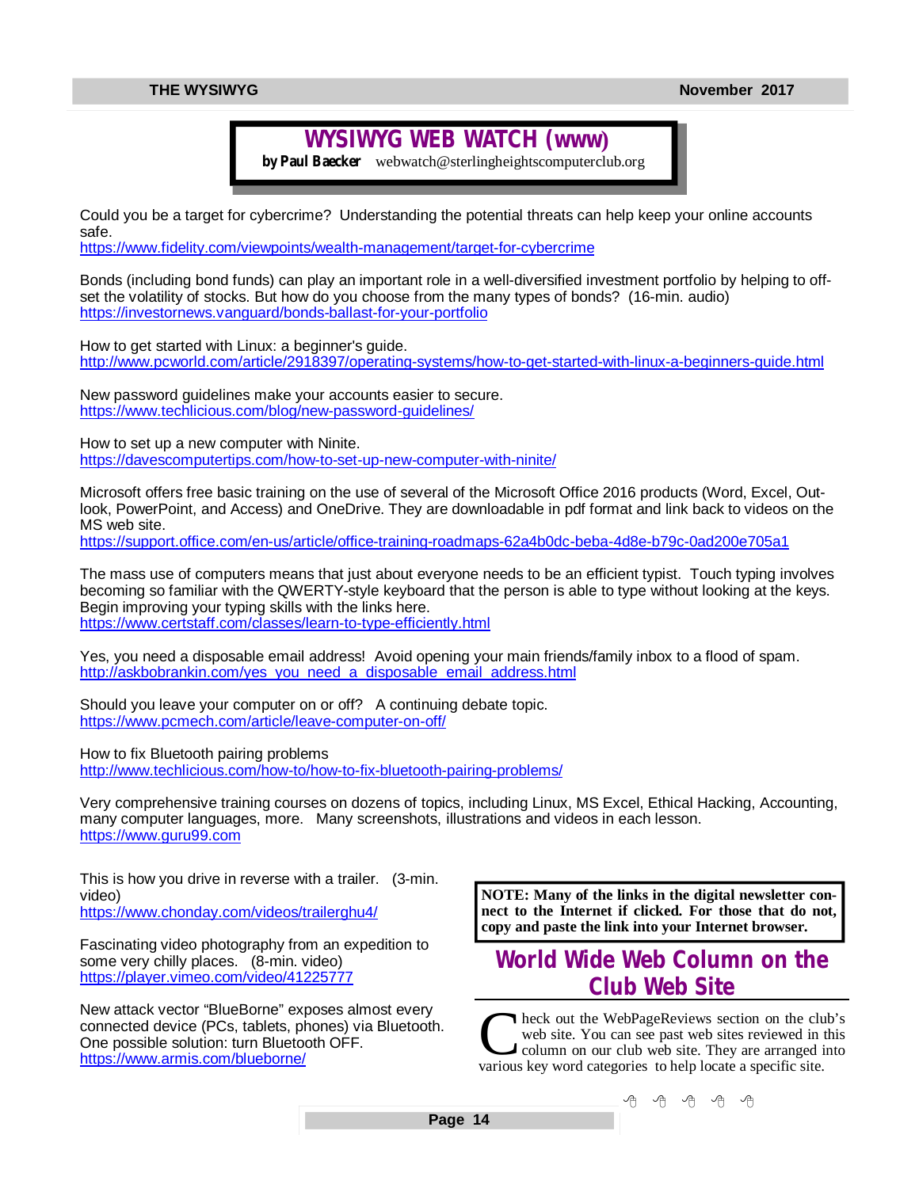# WYSIWYG WEB WATCH (www)

**by Paul Baecker** webwatch@sterlingheightscomputerclub.org

Could you be a target for cybercrime? Understanding the potential threats can help keep your online accounts safe.
https://www.fidelity.com/viewpoints/wealth-management/target-for-cybercrime

Bonds (including bond funds) can play an important role in a well-diversified investment portfolio by helping to off-set the volatility of stocks. But how do you choose from the many types of bonds? (16-min. audio)
https://investornews.vanguard/bonds-ballast-for-your-portfolio

How to get started with Linux: a beginner's guide.
http://www.pcworld.com/article/2918397/operating-systems/how-to-get-started-with-linux-a-beginners-guide.html

New password guidelines make your accounts easier to secure.
https://www.techlicious.com/blog/new-password-guidelines/

How to set up a new computer with Ninite.
https://davescomputertips.com/how-to-set-up-new-computer-with-ninite/

Microsoft offers free basic training on the use of several of the Microsoft Office 2016 products (Word, Excel, Out-look, PowerPoint, and Access) and OneDrive. They are downloadable in pdf format and link back to videos on the MS web site.
https://support.office.com/en-us/article/office-training-roadmaps-62a4b0dc-beba-4d8e-b79c-0ad200e705a1

The mass use of computers means that just about everyone needs to be an efficient typist. Touch typing involves becoming so familiar with the QWERTY-style keyboard that the person is able to type without looking at the keys. Begin improving your typing skills with the links here.
https://www.certstaff.com/classes/learn-to-type-efficiently.html

Yes, you need a disposable email address! Avoid opening your main friends/family inbox to a flood of spam.
http://askbobrankin.com/yes_you_need_a_disposable_email_address.html

Should you leave your computer on or off? A continuing debate topic.
https://www.pcmech.com/article/leave-computer-on-off/

How to fix Bluetooth pairing problems
http://www.techlicious.com/how-to/how-to-fix-bluetooth-pairing-problems/

Very comprehensive training courses on dozens of topics, including Linux, MS Excel, Ethical Hacking, Accounting, many computer languages, more. Many screenshots, illustrations and videos in each lesson.
https://www.guru99.com

This is how you drive in reverse with a trailer. (3-min. video)
https://www.chonday.com/videos/trailerghu4/

Fascinating video photography from an expedition to some very chilly places. (8-min. video)
https://player.vimeo.com/video/41225777

New attack vector "BlueBorne" exposes almost every connected device (PCs, tablets, phones) via Bluetooth. One possible solution: turn Bluetooth OFF.
https://www.armis.com/blueborne/

**NOTE: Many of the links in the digital newsletter connect to the Internet if clicked. For those that do not, copy and paste the link into your Internet browser.**

## World Wide Web Column on the Club Web Site

Check out the WebPageReviews section on the club's web site. You can see past web sites reviewed in this column on our club web site. They are arranged into various key word categories to help locate a specific site.